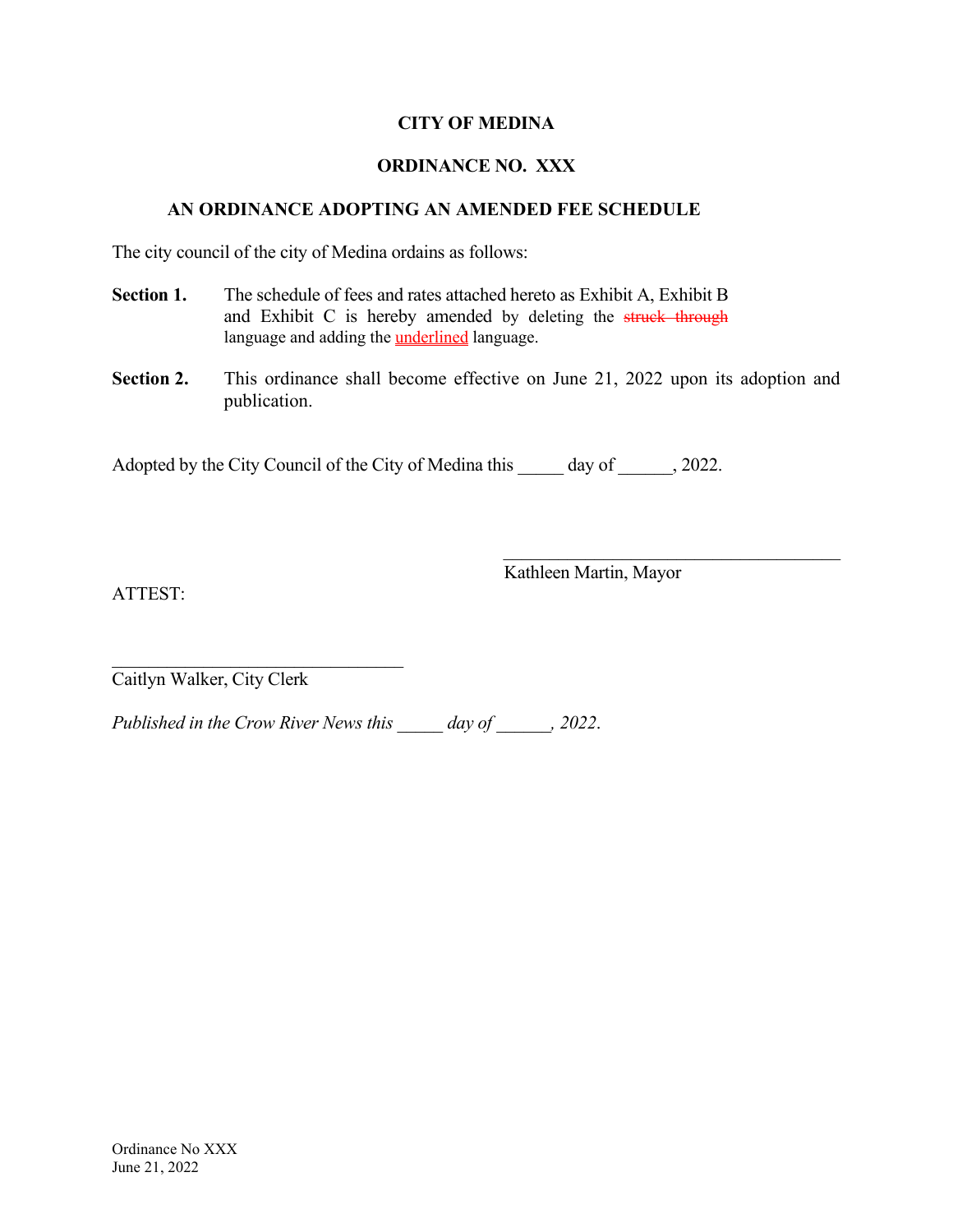**CITY OF MEDINA**

**ORDINANCE NO. XXX**

**AN ORDINANCE ADOPTING AN AMENDED FEE SCHEDULE**

The city council of the city of Medina ordains as follows:

**Section 1.** The schedule of fees and rates attached hereto as Exhibit A, Exhibit B and Exhibit C is hereby amended by deleting the ~~struck through~~ language and adding the <u>underlined</u> language.

**Section 2.** This ordinance shall become effective on June 21, 2022 upon its adoption and publication.

Adopted by the City Council of the City of Medina this _____ day of ______, 2022.

\_\_\_\_\_\_\_\_\_\_\_\_\_\_\_\_\_\_\_\_\_\_\_\_\_\_\_\_\_\_\_\_\_\_\_\_\_\_\_
Kathleen Martin, Mayor

ATTEST:

\_\_\_\_\_\_\_\_\_\_\_\_\_\_\_\_\_\_\_\_\_\_\_\_\_\_\_\_\_\_\_\_\_\_
Caitlyn Walker, City Clerk

*Published in the Crow River News this _____ day of ______, 2022.*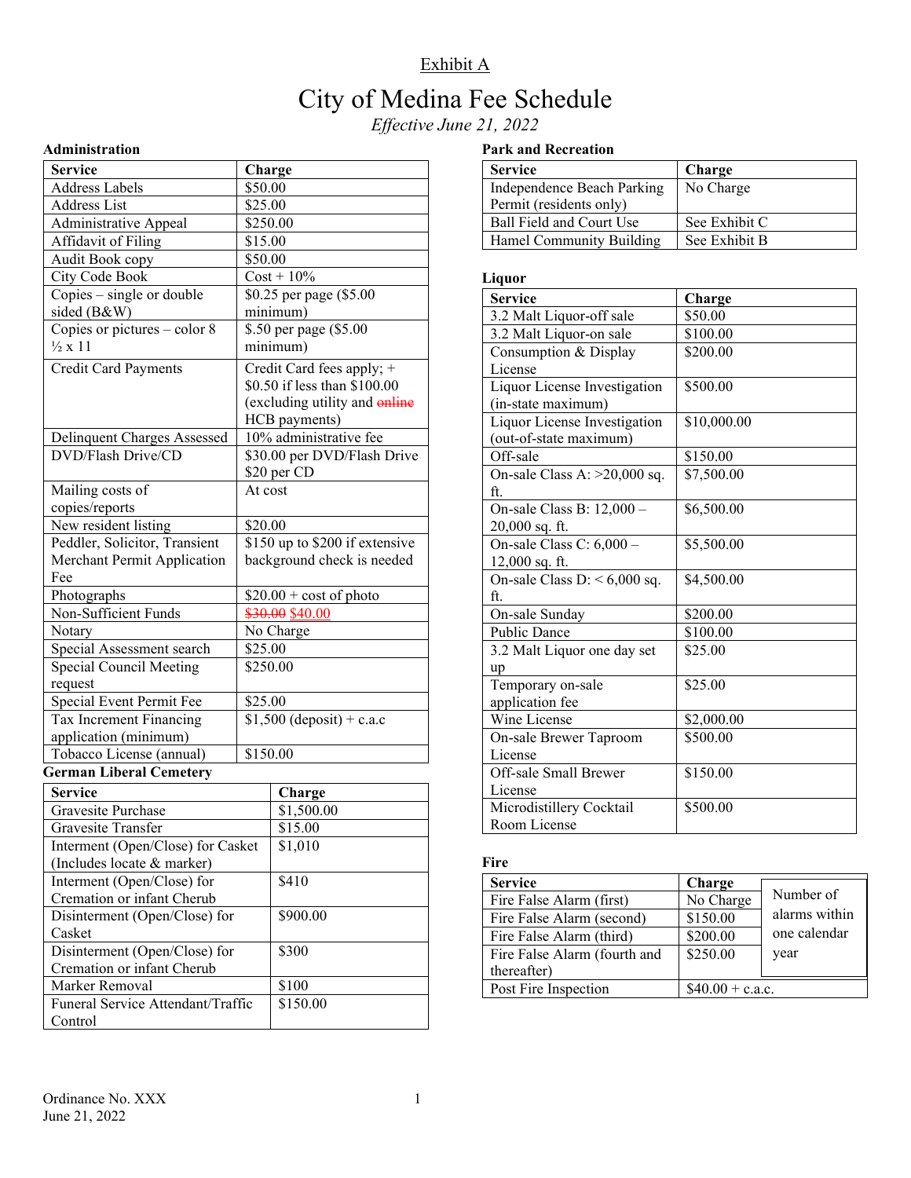Exhibit A

# City of Medina Fee Schedule

*Effective June 21, 2022*

### Administration

| Service | Charge |
|---|---|
| Address Labels | $50.00 |
| Address List | $25.00 |
| Administrative Appeal | $250.00 |
| Affidavit of Filing | $15.00 |
| Audit Book copy | $50.00 |
| City Code Book | Cost + 10% |
| Copies – single or double sided (B&W) | $0.25 per page ($5.00 minimum) |
| Copies or pictures – color 8 ½ x 11 | $.50 per page ($5.00 minimum) |
| Credit Card Payments | Credit Card fees apply; + $0.50 if less than $100.00 (excluding utility and ~~online~~ HCB payments) |
| Delinquent Charges Assessed | 10% administrative fee |
| DVD/Flash Drive/CD | $30.00 per DVD/Flash Drive $20 per CD |
| Mailing costs of copies/reports | At cost |
| New resident listing | $20.00 |
| Peddler, Solicitor, Transient Merchant Permit Application Fee | $150 up to $200 if extensive background check is needed |
| Photographs | $20.00 + cost of photo |
| Non-Sufficient Funds | ~~$30.00~~ $40.00 |
| Notary | No Charge |
| Special Assessment search | $25.00 |
| Special Council Meeting request | $250.00 |
| Special Event Permit Fee | $25.00 |
| Tax Increment Financing application (minimum) | $1,500 (deposit) + c.a.c |
| Tobacco License (annual) | $150.00 |

### German Liberal Cemetery

| Service | Charge |
|---|---|
| Gravesite Purchase | $1,500.00 |
| Gravesite Transfer | $15.00 |
| Interment (Open/Close) for Casket (Includes locate & marker) | $1,010 |
| Interment (Open/Close) for Cremation or infant Cherub | $410 |
| Disinterment (Open/Close) for Casket | $900.00 |
| Disinterment (Open/Close) for Cremation or infant Cherub | $300 |
| Marker Removal | $100 |
| Funeral Service Attendant/Traffic Control | $150.00 |

### Park and Recreation

| Service | Charge |
|---|---|
| Independence Beach Parking Permit (residents only) | No Charge |
| Ball Field and Court Use | See Exhibit C |
| Hamel Community Building | See Exhibit B |

### Liquor

| Service | Charge |
|---|---|
| 3.2 Malt Liquor-off sale | $50.00 |
| 3.2 Malt Liquor-on sale | $100.00 |
| Consumption & Display License | $200.00 |
| Liquor License Investigation (in-state maximum) | $500.00 |
| Liquor License Investigation (out-of-state maximum) | $10,000.00 |
| Off-sale | $150.00 |
| On-sale Class A: >20,000 sq. ft. | $7,500.00 |
| On-sale Class B: 12,000 – 20,000 sq. ft. | $6,500.00 |
| On-sale Class C: 6,000 – 12,000 sq. ft. | $5,500.00 |
| On-sale Class D: < 6,000 sq. ft. | $4,500.00 |
| On-sale Sunday | $200.00 |
| Public Dance | $100.00 |
| 3.2 Malt Liquor one day set up | $25.00 |
| Temporary on-sale application fee | $25.00 |
| Wine License | $2,000.00 |
| On-sale Brewer Taproom License | $500.00 |
| Off-sale Small Brewer License | $150.00 |
| Microdistillery Cocktail Room License | $500.00 |

### Fire

| Service | Charge | |
|---|---|---|
| Fire False Alarm (first) | No Charge | Number of alarms within one calendar year |
| Fire False Alarm (second) | $150.00 | |
| Fire False Alarm (third) | $200.00 | |
| Fire False Alarm (fourth and thereafter) | $250.00 | |
| Post Fire Inspection | $40.00 + c.a.c. | |

Ordinance No. XXX
June 21, 2022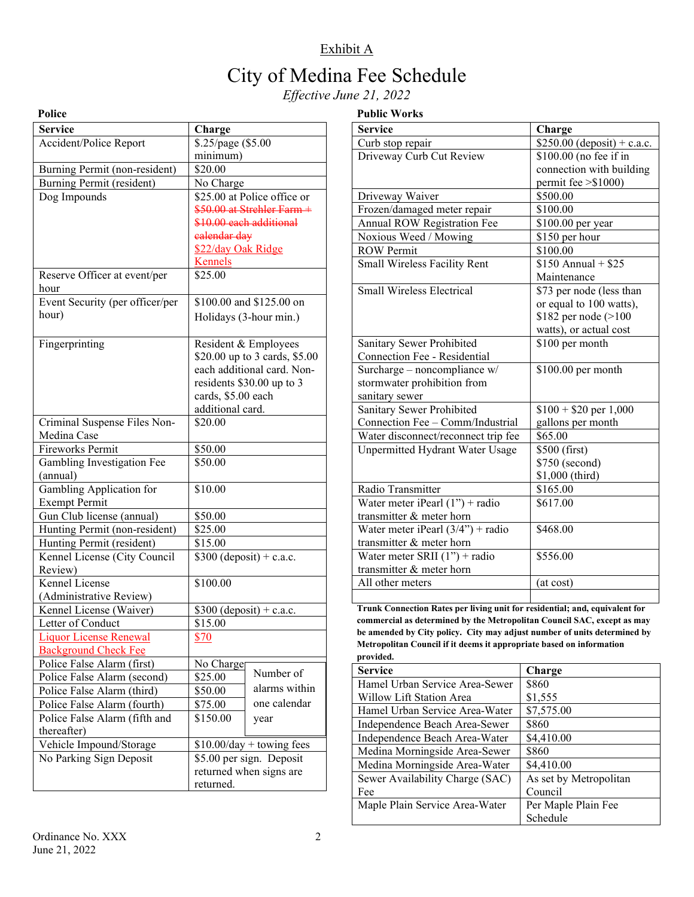Exhibit A

# City of Medina Fee Schedule

*Effective June 21, 2022*

## Police

| Service | Charge | |
|---|---|---|
| Accident/Police Report | $.25/page ($5.00 minimum) | |
| Burning Permit (non-resident) | $20.00 | |
| Burning Permit (resident) | No Charge | |
| Dog Impounds | $25.00 at Police office or ~~$50.00 at Strehler Farm + $10.00 each additional calendar day~~ $22/day Oak Ridge Kennels | |
| Reserve Officer at event/per hour | $25.00 | |
| Event Security (per officer/per hour) | $100.00 and $125.00 on Holidays (3-hour min.) | |
| Fingerprinting | Resident & Employees $20.00 up to 3 cards, $5.00 each additional card. Non-residents $30.00 up to 3 cards, $5.00 each additional card. | |
| Criminal Suspense Files Non-Medina Case | $20.00 | |
| Fireworks Permit | $50.00 | |
| Gambling Investigation Fee (annual) | $50.00 | |
| Gambling Application for Exempt Permit | $10.00 | |
| Gun Club license (annual) | $50.00 | |
| Hunting Permit (non-resident) | $25.00 | |
| Hunting Permit (resident) | $15.00 | |
| Kennel License (City Council Review) | $300 (deposit) + c.a.c. | |
| Kennel License (Administrative Review) | $100.00 | |
| Kennel License (Waiver) | $300 (deposit) + c.a.c. | |
| Letter of Conduct | $15.00 | |
| Liquor License Renewal Background Check Fee | $70 | |
| Police False Alarm (first) | No Charge | Number of alarms within one calendar year |
| Police False Alarm (second) | $25.00 | |
| Police False Alarm (third) | $50.00 | |
| Police False Alarm (fourth) | $75.00 | |
| Police False Alarm (fifth and thereafter) | $150.00 | |
| Vehicle Impound/Storage | $10.00/day + towing fees | |
| No Parking Sign Deposit | $5.00 per sign. Deposit returned when signs are returned. | |

## Public Works

| Service | Charge |
|---|---|
| Curb stop repair | $250.00 (deposit) + c.a.c. |
| Driveway Curb Cut Review | $100.00 (no fee if in connection with building permit fee >$1000) |
| Driveway Waiver | $500.00 |
| Frozen/damaged meter repair | $100.00 |
| Annual ROW Registration Fee | $100.00 per year |
| Noxious Weed / Mowing | $150 per hour |
| ROW Permit | $100.00 |
| Small Wireless Facility Rent | $150 Annual + $25 Maintenance |
| Small Wireless Electrical | $73 per node (less than or equal to 100 watts), $182 per node (>100 watts), or actual cost |
| Sanitary Sewer Prohibited Connection Fee - Residential | $100 per month |
| Surcharge – noncompliance w/ stormwater prohibition from sanitary sewer | $100.00 per month |
| Sanitary Sewer Prohibited Connection Fee – Comm/Industrial | $100 + $20 per 1,000 gallons per month |
| Water disconnect/reconnect trip fee | $65.00 |
| Unpermitted Hydrant Water Usage | $500 (first) $750 (second) $1,000 (third) |
| Radio Transmitter | $165.00 |
| Water meter iPearl (1") + radio transmitter & meter horn | $617.00 |
| Water meter iPearl (3/4") + radio transmitter & meter horn | $468.00 |
| Water meter SRII (1") + radio transmitter & meter horn | $556.00 |
| All other meters | (at cost) |
| | |

**Trunk Connection Rates per living unit for residential; and, equivalent for commercial as determined by the Metropolitan Council SAC, except as may be amended by City policy. City may adjust number of units determined by Metropolitan Council if it deems it appropriate based on information provided.**

| Service | Charge |
|---|---|
| Hamel Urban Service Area-Sewer | $860 |
| Willow Lift Station Area | $1,555 |
| Hamel Urban Service Area-Water | $7,575.00 |
| Independence Beach Area-Sewer | $860 |
| Independence Beach Area-Water | $4,410.00 |
| Medina Morningside Area-Sewer | $860 |
| Medina Morningside Area-Water | $4,410.00 |
| Sewer Availability Charge (SAC) Fee | As set by Metropolitan Council |
| Maple Plain Service Area-Water | Per Maple Plain Fee Schedule |

Ordinance No. XXX
June 21, 2022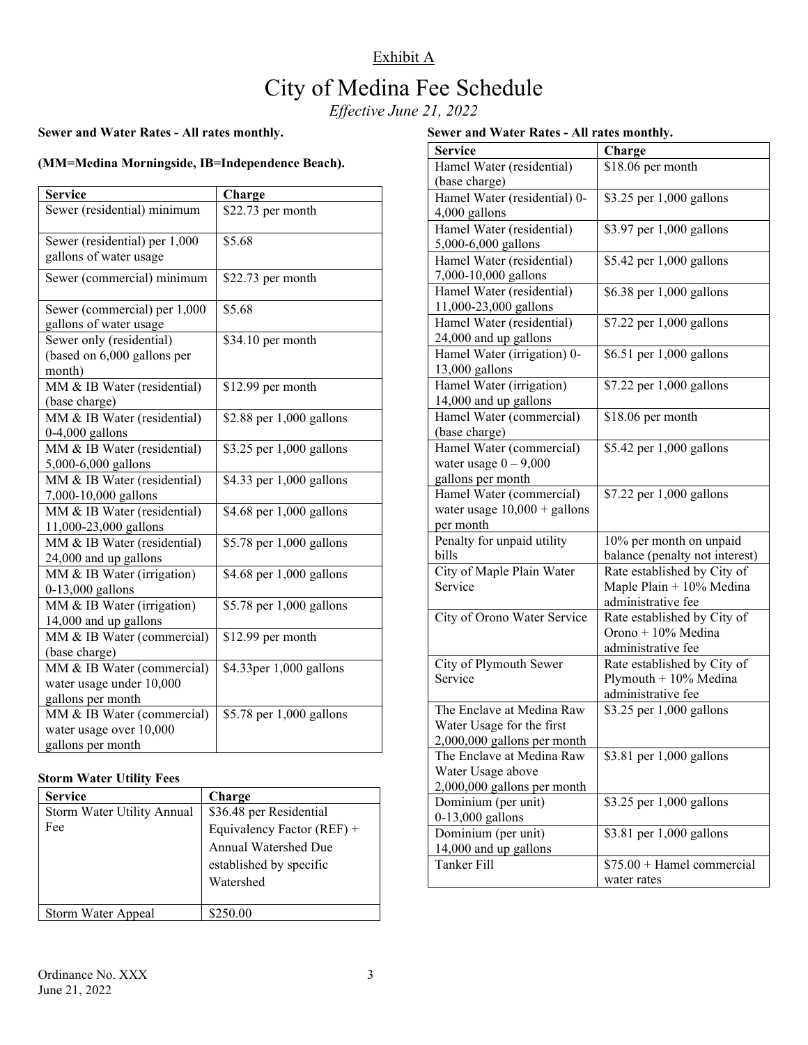Exhibit A

# City of Medina Fee Schedule

*Effective June 21, 2022*

**Sewer and Water Rates - All rates monthly.**

**(MM=Medina Morningside, IB=Independence Beach).**

| Service | Charge |
|---|---|
| Sewer (residential) minimum | $22.73 per month |
| Sewer (residential) per 1,000 gallons of water usage | $5.68 |
| Sewer (commercial) minimum | $22.73 per month |
| Sewer (commercial) per 1,000 gallons of water usage | $5.68 |
| Sewer only (residential) (based on 6,000 gallons per month) | $34.10 per month |
| MM & IB Water (residential) (base charge) | $12.99 per month |
| MM & IB Water (residential) 0-4,000 gallons | $2.88 per 1,000 gallons |
| MM & IB Water (residential) 5,000-6,000 gallons | $3.25 per 1,000 gallons |
| MM & IB Water (residential) 7,000-10,000 gallons | $4.33 per 1,000 gallons |
| MM & IB Water (residential) 11,000-23,000 gallons | $4.68 per 1,000 gallons |
| MM & IB Water (residential) 24,000 and up gallons | $5.78 per 1,000 gallons |
| MM & IB Water (irrigation) 0-13,000 gallons | $4.68 per 1,000 gallons |
| MM & IB Water (irrigation) 14,000 and up gallons | $5.78 per 1,000 gallons |
| MM & IB Water (commercial) (base charge) | $12.99 per month |
| MM & IB Water (commercial) water usage under 10,000 gallons per month | $4.33per 1,000 gallons |
| MM & IB Water (commercial) water usage over 10,000 gallons per month | $5.78 per 1,000 gallons |

**Storm Water Utility Fees**

| Service | Charge |
|---|---|
| Storm Water Utility Annual Fee | $36.48 per Residential Equivalency Factor (REF) + Annual Watershed Due established by specific Watershed |
| Storm Water Appeal | $250.00 |

**Sewer and Water Rates - All rates monthly.**

| Service | Charge |
|---|---|
| Hamel Water (residential) (base charge) | $18.06 per month |
| Hamel Water (residential) 0-4,000 gallons | $3.25 per 1,000 gallons |
| Hamel Water (residential) 5,000-6,000 gallons | $3.97 per 1,000 gallons |
| Hamel Water (residential) 7,000-10,000 gallons | $5.42 per 1,000 gallons |
| Hamel Water (residential) 11,000-23,000 gallons | $6.38 per 1,000 gallons |
| Hamel Water (residential) 24,000 and up gallons | $7.22 per 1,000 gallons |
| Hamel Water (irrigation) 0-13,000 gallons | $6.51 per 1,000 gallons |
| Hamel Water (irrigation) 14,000 and up gallons | $7.22 per 1,000 gallons |
| Hamel Water (commercial) (base charge) | $18.06 per month |
| Hamel Water (commercial) water usage 0 – 9,000 gallons per month | $5.42 per 1,000 gallons |
| Hamel Water (commercial) water usage 10,000 + gallons per month | $7.22 per 1,000 gallons |
| Penalty for unpaid utility bills | 10% per month on unpaid balance (penalty not interest) |
| City of Maple Plain Water Service | Rate established by City of Maple Plain + 10% Medina administrative fee |
| City of Orono Water Service | Rate established by City of Orono + 10% Medina administrative fee |
| City of Plymouth Sewer Service | Rate established by City of Plymouth + 10% Medina administrative fee |
| The Enclave at Medina Raw Water Usage for the first 2,000,000 gallons per month | $3.25 per 1,000 gallons |
| The Enclave at Medina Raw Water Usage above 2,000,000 gallons per month | $3.81 per 1,000 gallons |
| Dominium (per unit) 0-13,000 gallons | $3.25 per 1,000 gallons |
| Dominium (per unit) 14,000 and up gallons | $3.81 per 1,000 gallons |
| Tanker Fill | $75.00 + Hamel commercial water rates |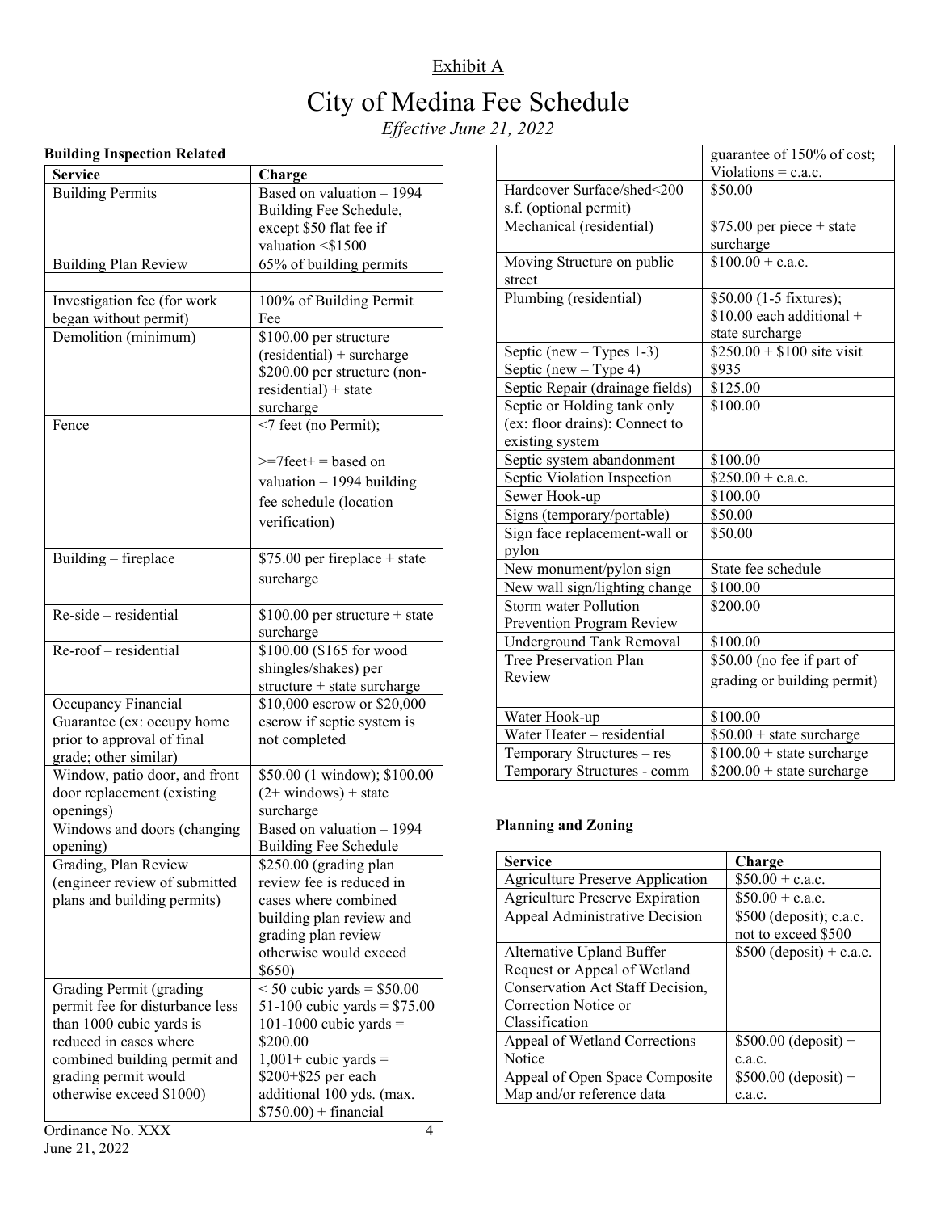Exhibit A

# City of Medina Fee Schedule

*Effective June 21, 2022*

**Building Inspection Related**

| Service | Charge |
|---|---|
| Building Permits | Based on valuation – 1994 Building Fee Schedule, except $50 flat fee if valuation <$1500 |
| Building Plan Review | 65% of building permits |
| | |
| Investigation fee (for work began without permit) | 100% of Building Permit Fee |
| Demolition (minimum) | $100.00 per structure (residential) + surcharge $200.00 per structure (non-residential) + state surcharge |
| Fence | <7 feet (no Permit); >=7feet+ = based on valuation – 1994 building fee schedule (location verification) |
| Building – fireplace | $75.00 per fireplace + state surcharge |
| Re-side – residential | $100.00 per structure + state surcharge |
| Re-roof – residential | $100.00 ($165 for wood shingles/shakes) per structure + state surcharge |
| Occupancy Financial Guarantee (ex: occupy home prior to approval of final grade; other similar) | $10,000 escrow or $20,000 escrow if septic system is not completed |
| Window, patio door, and front door replacement (existing openings) | $50.00 (1 window); $100.00 (2+ windows) + state surcharge |
| Windows and doors (changing opening) | Based on valuation – 1994 Building Fee Schedule |
| Grading, Plan Review (engineer review of submitted plans and building permits) | $250.00 (grading plan review fee is reduced in cases where combined building plan review and grading plan review otherwise would exceed $650) |
| Grading Permit (grading permit fee for disturbance less than 1000 cubic yards is reduced in cases where combined building permit and grading permit would otherwise exceed $1000) | < 50 cubic yards = $50.00 51-100 cubic yards = $75.00 101-1000 cubic yards = $200.00 1,001+ cubic yards = $200+$25 per each additional 100 yds. (max. $750.00) + financial guarantee of 150% of cost; Violations = c.a.c. |
| Hardcover Surface/shed<200 s.f. (optional permit) | $50.00 |
| Mechanical (residential) | $75.00 per piece + state surcharge |
| Moving Structure on public street | $100.00 + c.a.c. |
| Plumbing (residential) | $50.00 (1-5 fixtures); $10.00 each additional + state surcharge |
| Septic (new – Types 1-3) Septic (new – Type 4) | $250.00 + $100 site visit $935 |
| Septic Repair (drainage fields) | $125.00 |
| Septic or Holding tank only (ex: floor drains): Connect to existing system | $100.00 |
| Septic system abandonment | $100.00 |
| Septic Violation Inspection | $250.00 + c.a.c. |
| Sewer Hook-up | $100.00 |
| Signs (temporary/portable) | $50.00 |
| Sign face replacement-wall or pylon | $50.00 |
| New monument/pylon sign | State fee schedule |
| New wall sign/lighting change | $100.00 |
| Storm water Pollution Prevention Program Review | $200.00 |
| Underground Tank Removal | $100.00 |
| Tree Preservation Plan Review | $50.00 (no fee if part of grading or building permit) |
| Water Hook-up | $100.00 |
| Water Heater – residential | $50.00 + state surcharge |
| Temporary Structures – res Temporary Structures - comm | $100.00 + state-surcharge $200.00 + state surcharge |

**Planning and Zoning**

| Service | Charge |
|---|---|
| Agriculture Preserve Application | $50.00 + c.a.c. |
| Agriculture Preserve Expiration | $50.00 + c.a.c. |
| Appeal Administrative Decision | $500 (deposit); c.a.c. not to exceed $500 |
| Alternative Upland Buffer Request or Appeal of Wetland Conservation Act Staff Decision, Correction Notice or Classification | $500 (deposit) + c.a.c. |
| Appeal of Wetland Corrections Notice | $500.00 (deposit) + c.a.c. |
| Appeal of Open Space Composite Map and/or reference data | $500.00 (deposit) + c.a.c. |

Ordinance No. XXX
June 21, 2022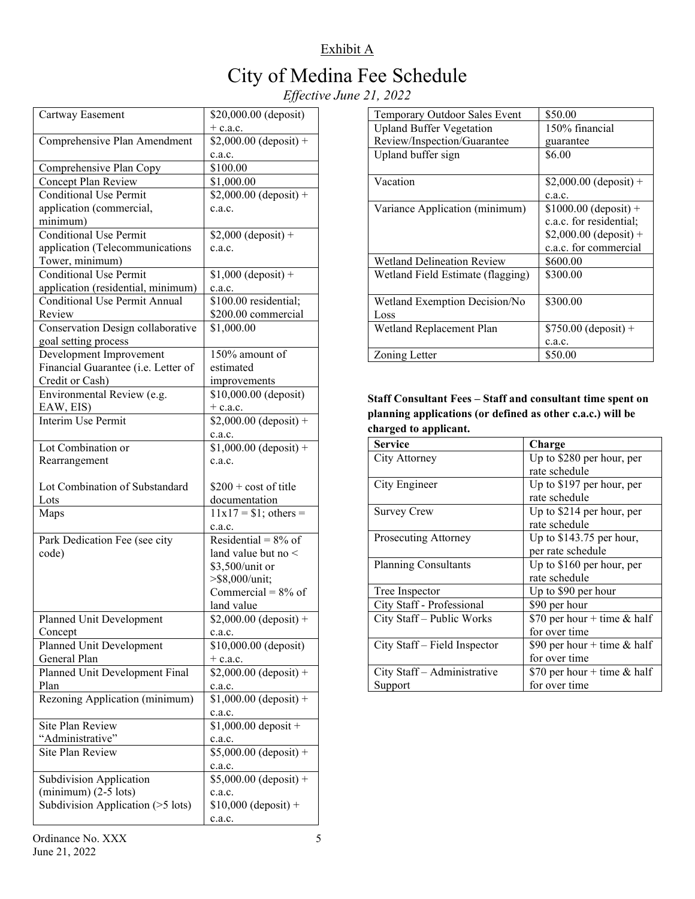Exhibit A

# City of Medina Fee Schedule

*Effective June 21, 2022*

| | |
|---|---|
| Cartway Easement | $20,000.00 (deposit) + c.a.c. |
| Comprehensive Plan Amendment | $2,000.00 (deposit) + c.a.c. |
| Comprehensive Plan Copy | $100.00 |
| Concept Plan Review | $1,000.00 |
| Conditional Use Permit application (commercial, minimum) | $2,000.00 (deposit) + c.a.c. |
| Conditional Use Permit application (Telecommunications Tower, minimum) | $2,000 (deposit) + c.a.c. |
| Conditional Use Permit application (residential, minimum) | $1,000 (deposit) + c.a.c. |
| Conditional Use Permit Annual Review | $100.00 residential; $200.00 commercial |
| Conservation Design collaborative goal setting process | $1,000.00 |
| Development Improvement Financial Guarantee (i.e. Letter of Credit or Cash) | 150% amount of estimated improvements |
| Environmental Review (e.g. EAW, EIS) | $10,000.00 (deposit) + c.a.c. |
| Interim Use Permit | $2,000.00 (deposit) + c.a.c. |
| Lot Combination or Rearrangement<br><br>Lot Combination of Substandard Lots | $1,000.00 (deposit) + c.a.c.<br><br>$200 + cost of title documentation |
| Maps | 11x17 = $1; others = c.a.c. |
| Park Dedication Fee (see city code) | Residential = 8% of land value but no < $3,500/unit or >$8,000/unit; Commercial = 8% of land value |
| Planned Unit Development Concept | $2,000.00 (deposit) + c.a.c. |
| Planned Unit Development General Plan | $10,000.00 (deposit) + c.a.c. |
| Planned Unit Development Final Plan | $2,000.00 (deposit) + c.a.c. |
| Rezoning Application (minimum) | $1,000.00 (deposit) + c.a.c. |
| Site Plan Review "Administrative" | $1,000.00 deposit + c.a.c. |
| Site Plan Review | $5,000.00 (deposit) + c.a.c. |
| Subdivision Application (minimum) (2-5 lots)<br>Subdivision Application (>5 lots) | $5,000.00 (deposit) + c.a.c.<br>$10,000 (deposit) + c.a.c. |
| Temporary Outdoor Sales Event | $50.00 |
| Upland Buffer Vegetation Review/Inspection/Guarantee | 150% financial guarantee |
| Upland buffer sign | $6.00 |
| Vacation | $2,000.00 (deposit) + c.a.c. |
| Variance Application (minimum) | $1000.00 (deposit) + c.a.c. for residential; $2,000.00 (deposit) + c.a.c. for commercial |
| Wetland Delineation Review | $600.00 |
| Wetland Field Estimate (flagging) | $300.00 |
| Wetland Exemption Decision/No Loss | $300.00 |
| Wetland Replacement Plan | $750.00 (deposit) + c.a.c. |
| Zoning Letter | $50.00 |

**Staff Consultant Fees – Staff and consultant time spent on planning applications (or defined as other c.a.c.) will be charged to applicant.**

| Service | Charge |
|---|---|
| City Attorney | Up to $280 per hour, per rate schedule |
| City Engineer | Up to $197 per hour, per rate schedule |
| Survey Crew | Up to $214 per hour, per rate schedule |
| Prosecuting Attorney | Up to $143.75 per hour, per rate schedule |
| Planning Consultants | Up to $160 per hour, per rate schedule |
| Tree Inspector | Up to $90 per hour |
| City Staff - Professional | $90 per hour |
| City Staff – Public Works | $70 per hour + time & half for over time |
| City Staff – Field Inspector | $90 per hour + time & half for over time |
| City Staff – Administrative Support | $70 per hour + time & half for over time |

Ordinance No. XXX
June 21, 2022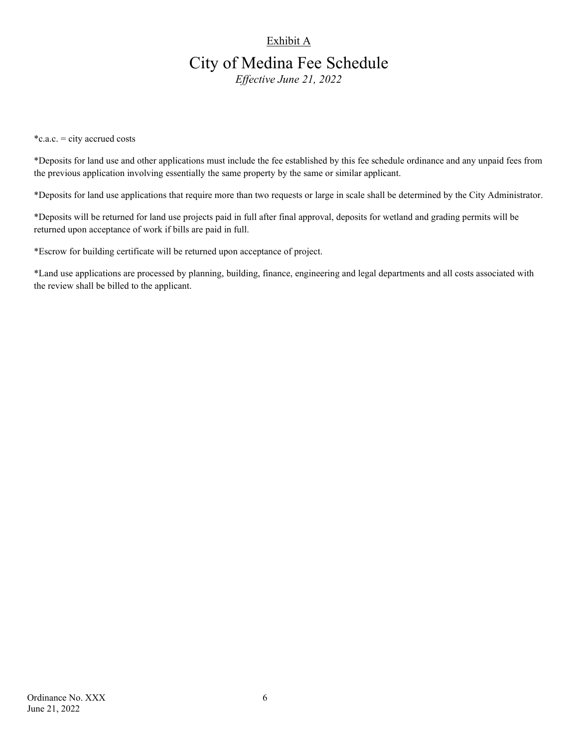Exhibit A

# City of Medina Fee Schedule

*Effective June 21, 2022*

*c.a.c. = city accrued costs

*Deposits for land use and other applications must include the fee established by this fee schedule ordinance and any unpaid fees from the previous application involving essentially the same property by the same or similar applicant.

*Deposits for land use applications that require more than two requests or large in scale shall be determined by the City Administrator.

*Deposits will be returned for land use projects paid in full after final approval, deposits for wetland and grading permits will be returned upon acceptance of work if bills are paid in full.

*Escrow for building certificate will be returned upon acceptance of project.

*Land use applications are processed by planning, building, finance, engineering and legal departments and all costs associated with the review shall be billed to the applicant.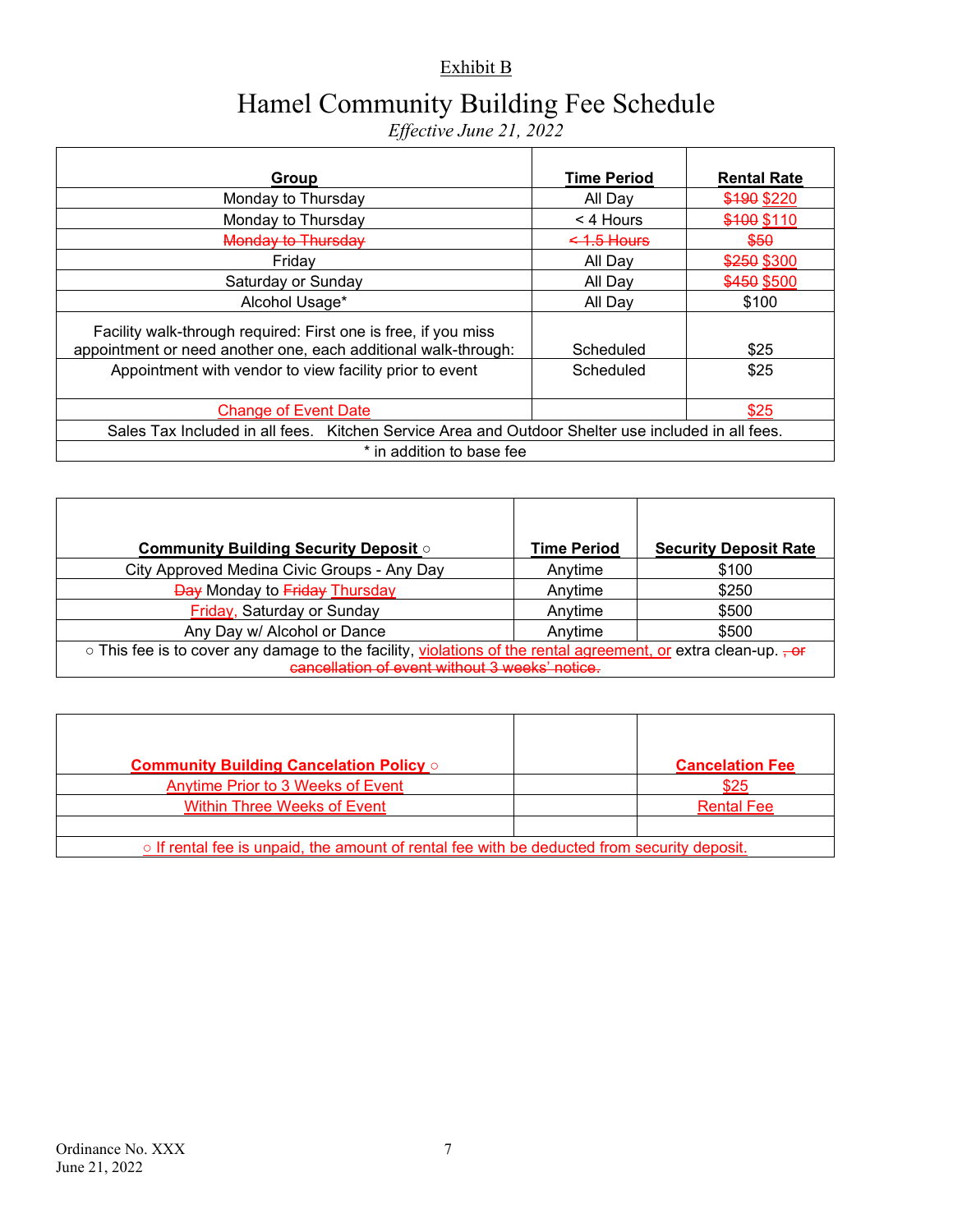Exhibit B

# Hamel Community Building Fee Schedule

*Effective June 21, 2022*

| Group | Time Period | Rental Rate |
|---|---|---|
| Monday to Thursday | All Day | ~~$190~~ $220 |
| Monday to Thursday | < 4 Hours | ~~$100~~ $110 |
| ~~Monday to Thursday~~ | ~~< 1.5 Hours~~ | ~~$50~~ |
| Friday | All Day | ~~$250~~ $300 |
| Saturday or Sunday | All Day | ~~$450~~ $500 |
| Alcohol Usage* | All Day | $100 |
| Facility walk-through required: First one is free, if you miss appointment or need another one, each additional walk-through: | Scheduled | $25 |
| Appointment with vendor to view facility prior to event | Scheduled | $25 |
| Change of Event Date | | $25 |
| Sales Tax Included in all fees. Kitchen Service Area and Outdoor Shelter use included in all fees. | | |
| * in addition to base fee | | |

| Community Building Security Deposit ○ | Time Period | Security Deposit Rate |
|---|---|---|
| City Approved Medina Civic Groups - Any Day | Anytime | $100 |
| ~~Day~~ Monday to ~~Friday~~ Thursday | Anytime | $250 |
| Friday, Saturday or Sunday | Anytime | $500 |
| Any Day w/ Alcohol or Dance | Anytime | $500 |
| ○ This fee is to cover any damage to the facility, violations of the rental agreement, or extra clean-up. ~~, or cancellation of event without 3 weeks' notice.~~ | | |

| Community Building Cancelation Policy ○ | | Cancelation Fee |
|---|---|---|
| Anytime Prior to 3 Weeks of Event | | $25 |
| Within Three Weeks of Event | | Rental Fee |
| | | |
| ○ If rental fee is unpaid, the amount of rental fee with be deducted from security deposit. | | |

Ordinance No. XXX
June 21, 2022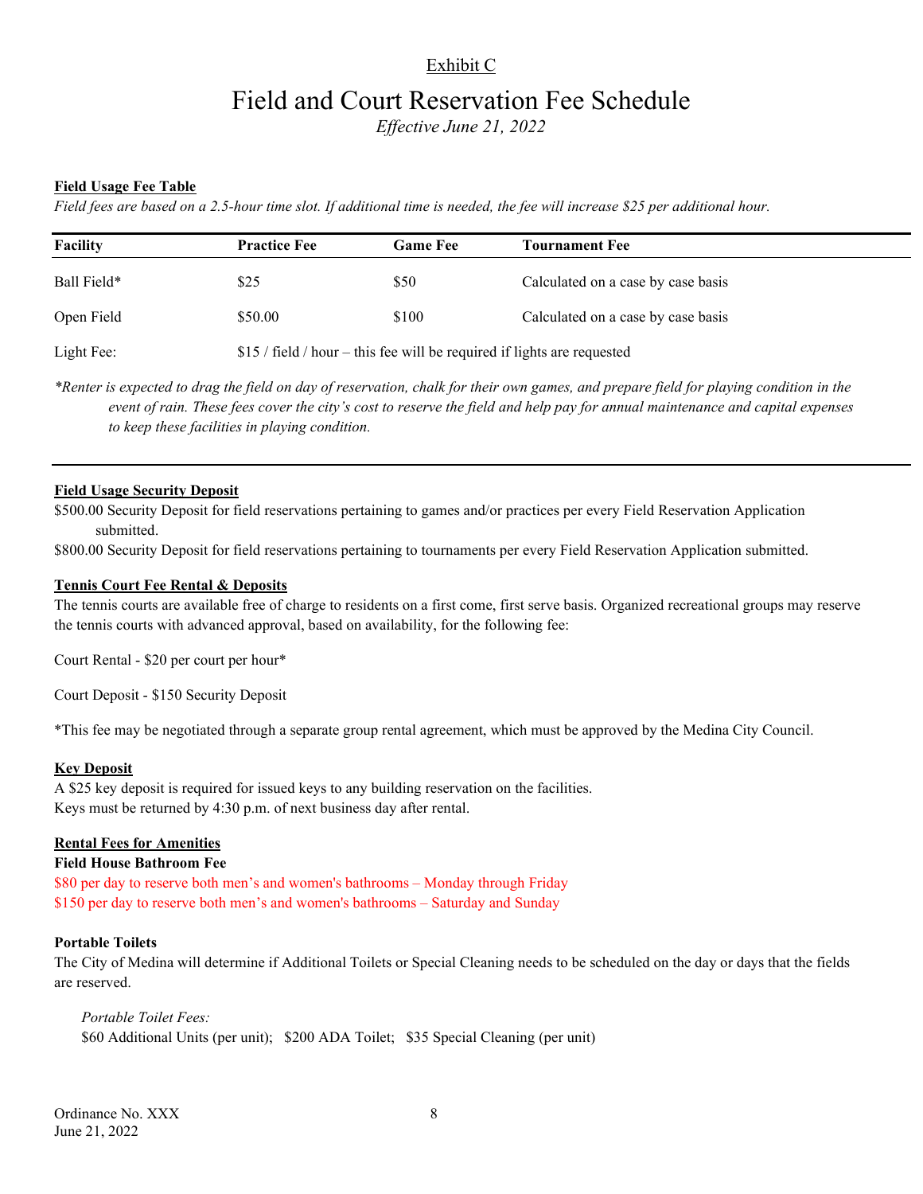Exhibit C

# Field and Court Reservation Fee Schedule

*Effective June 21, 2022*

**Field Usage Fee Table**

*Field fees are based on a 2.5-hour time slot. If additional time is needed, the fee will increase $25 per additional hour.*

| Facility | Practice Fee | Game Fee | Tournament Fee |
| --- | --- | --- | --- |
| Ball Field* | $25 | $50 | Calculated on a case by case basis |
| Open Field | $50.00 | $100 | Calculated on a case by case basis |
| Light Fee: | $15 / field / hour – this fee will be required if lights are requested | | |

*\*Renter is expected to drag the field on day of reservation, chalk for their own games, and prepare field for playing condition in the event of rain. These fees cover the city's cost to reserve the field and help pay for annual maintenance and capital expenses to keep these facilities in playing condition.*

**Field Usage Security Deposit**

$500.00 Security Deposit for field reservations pertaining to games and/or practices per every Field Reservation Application submitted.

$800.00 Security Deposit for field reservations pertaining to tournaments per every Field Reservation Application submitted.

**Tennis Court Fee Rental & Deposits**

The tennis courts are available free of charge to residents on a first come, first serve basis. Organized recreational groups may reserve the tennis courts with advanced approval, based on availability, for the following fee:

Court Rental - $20 per court per hour*

Court Deposit - $150 Security Deposit

*This fee may be negotiated through a separate group rental agreement, which must be approved by the Medina City Council.

**Key Deposit**

A $25 key deposit is required for issued keys to any building reservation on the facilities.
Keys must be returned by 4:30 p.m. of next business day after rental.

**Rental Fees for Amenities**

**Field House Bathroom Fee**

$80 per day to reserve both men's and women's bathrooms – Monday through Friday
$150 per day to reserve both men's and women's bathrooms – Saturday and Sunday

**Portable Toilets**

The City of Medina will determine if Additional Toilets or Special Cleaning needs to be scheduled on the day or days that the fields are reserved.

*Portable Toilet Fees:*
$60 Additional Units (per unit); $200 ADA Toilet; $35 Special Cleaning (per unit)

Ordinance No. XXX
June 21, 2022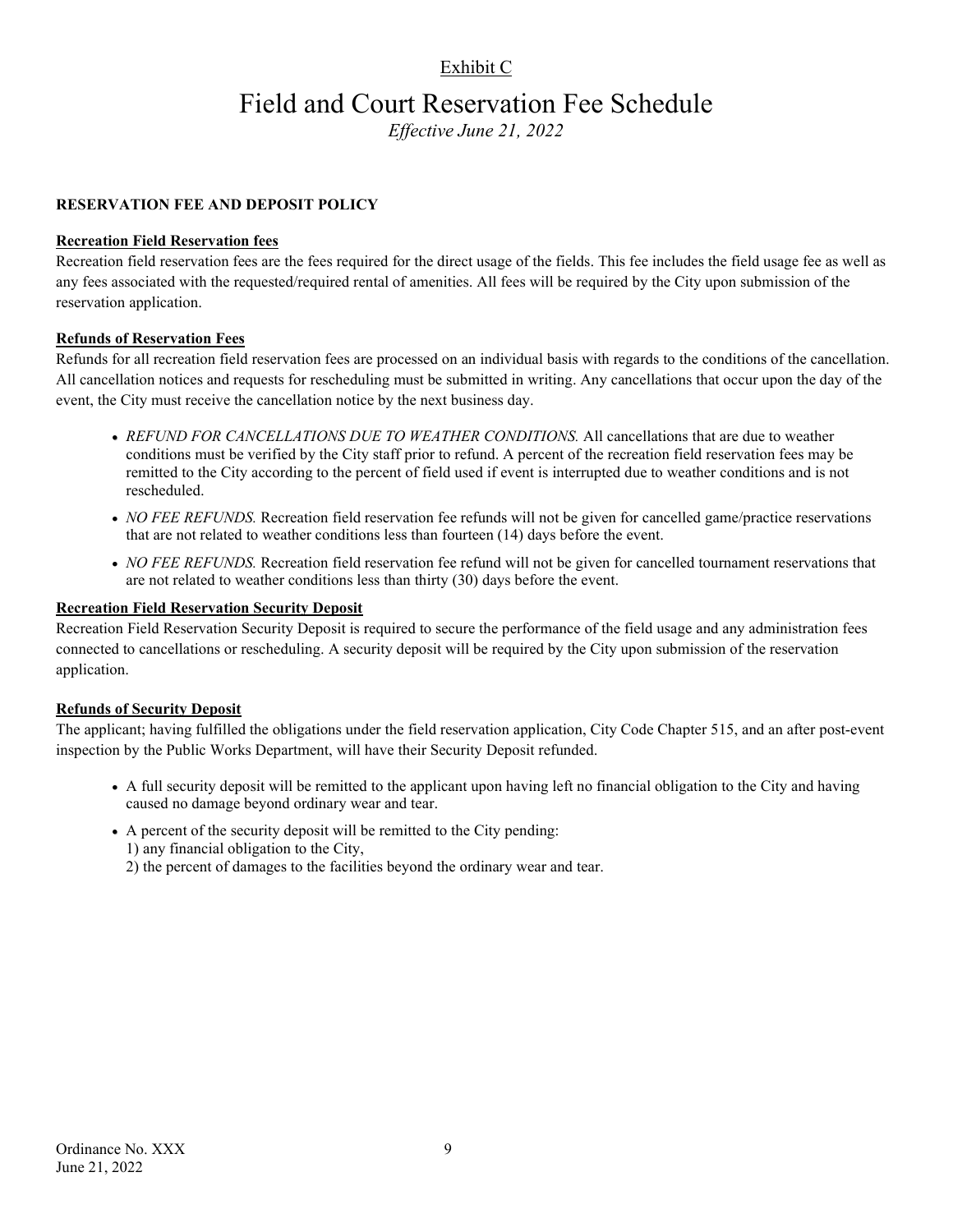Exhibit C

# Field and Court Reservation Fee Schedule

*Effective June 21, 2022*

**RESERVATION FEE AND DEPOSIT POLICY**

**Recreation Field Reservation fees**

Recreation field reservation fees are the fees required for the direct usage of the fields. This fee includes the field usage fee as well as any fees associated with the requested/required rental of amenities. All fees will be required by the City upon submission of the reservation application.

**Refunds of Reservation Fees**

Refunds for all recreation field reservation fees are processed on an individual basis with regards to the conditions of the cancellation. All cancellation notices and requests for rescheduling must be submitted in writing. Any cancellations that occur upon the day of the event, the City must receive the cancellation notice by the next business day.

- *REFUND FOR CANCELLATIONS DUE TO WEATHER CONDITIONS.* All cancellations that are due to weather conditions must be verified by the City staff prior to refund. A percent of the recreation field reservation fees may be remitted to the City according to the percent of field used if event is interrupted due to weather conditions and is not rescheduled.
- *NO FEE REFUNDS.* Recreation field reservation fee refunds will not be given for cancelled game/practice reservations that are not related to weather conditions less than fourteen (14) days before the event.
- *NO FEE REFUNDS.* Recreation field reservation fee refund will not be given for cancelled tournament reservations that are not related to weather conditions less than thirty (30) days before the event.

**Recreation Field Reservation Security Deposit**

Recreation Field Reservation Security Deposit is required to secure the performance of the field usage and any administration fees connected to cancellations or rescheduling. A security deposit will be required by the City upon submission of the reservation application.

**Refunds of Security Deposit**

The applicant; having fulfilled the obligations under the field reservation application, City Code Chapter 515, and an after post-event inspection by the Public Works Department, will have their Security Deposit refunded.

- A full security deposit will be remitted to the applicant upon having left no financial obligation to the City and having caused no damage beyond ordinary wear and tear.
- A percent of the security deposit will be remitted to the City pending:
  1) any financial obligation to the City,
  2) the percent of damages to the facilities beyond the ordinary wear and tear.

Ordinance No. XXX
June 21, 2022